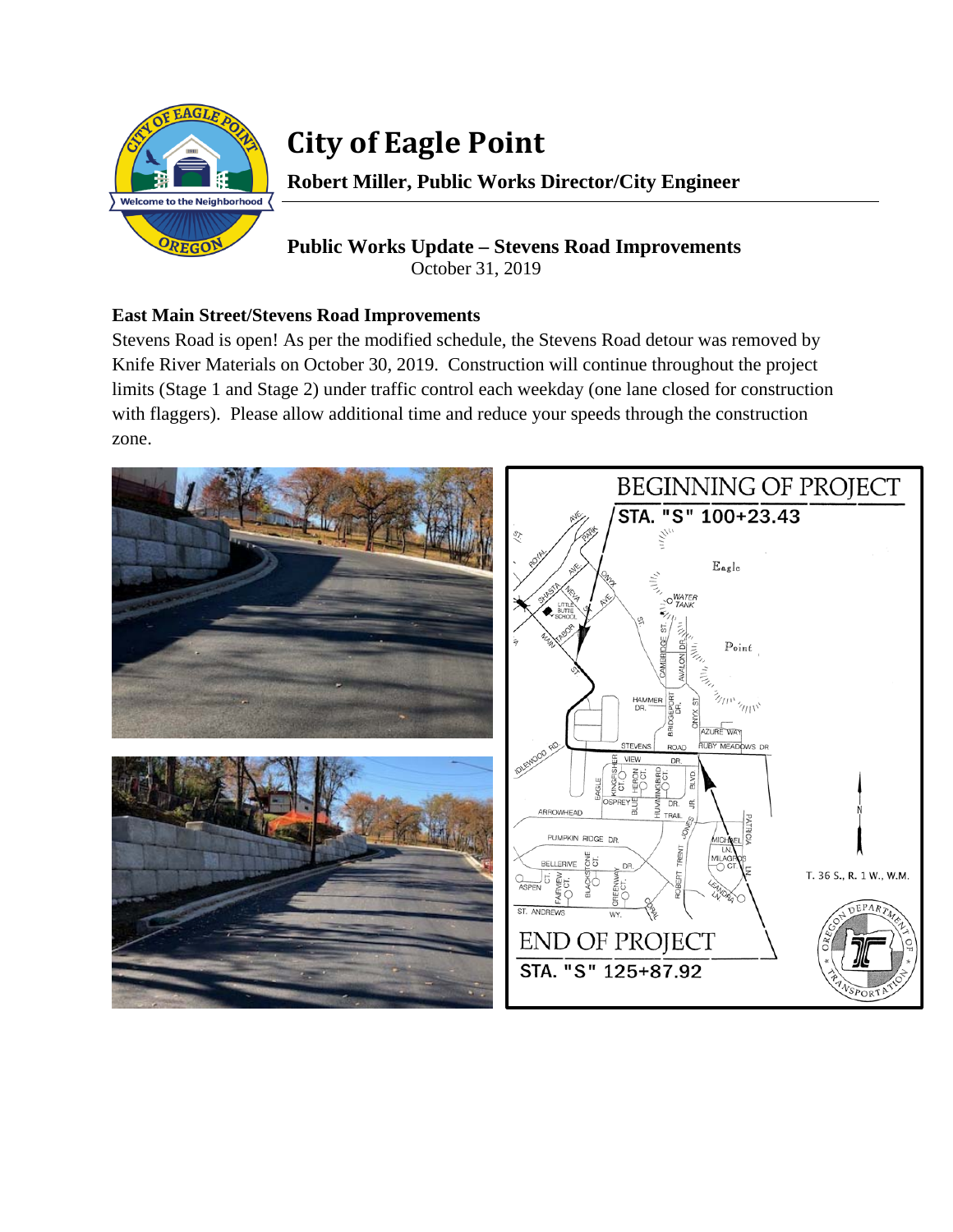# City of Eagle Point

**Robert Miller, Public Works Director/City Engineer**

## Public Works Update – Stevens Road Improvements

October 31, 2019

### East Main Street/Stevens Road Improvements

Stevens Road is open! As per the modified schedule, the Stevens Road detour was removed by Knife River Materials on October 30, 2019. Construction will continue throughout the project limits (Stage 1 and Stage 2) under traffic control each weekday (one lane closed for construction with flaggers). Please allow additional time and reduce your speeds through the construction zone.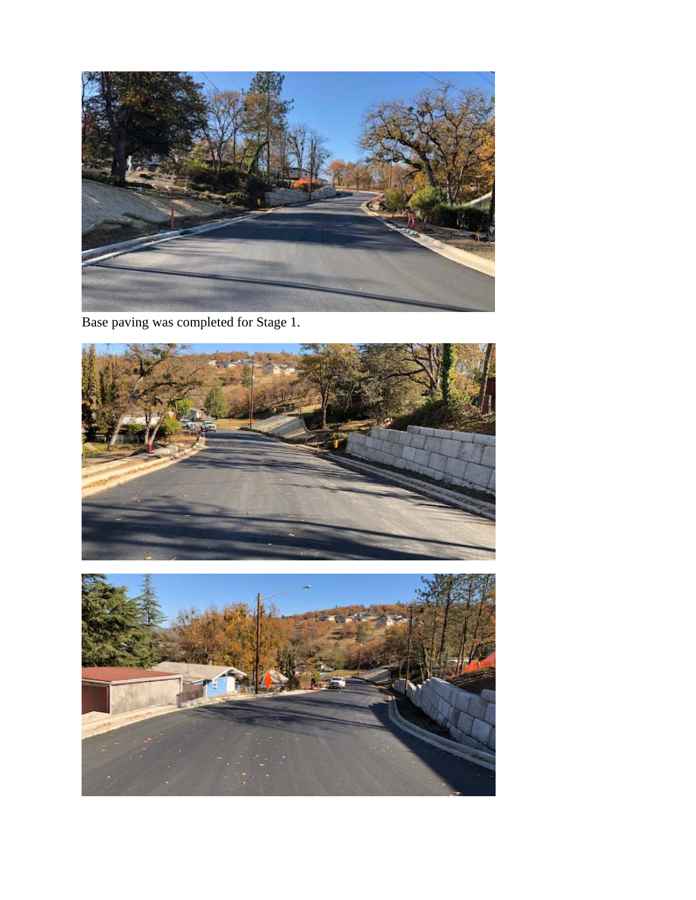Base paving was completed for Stage 1.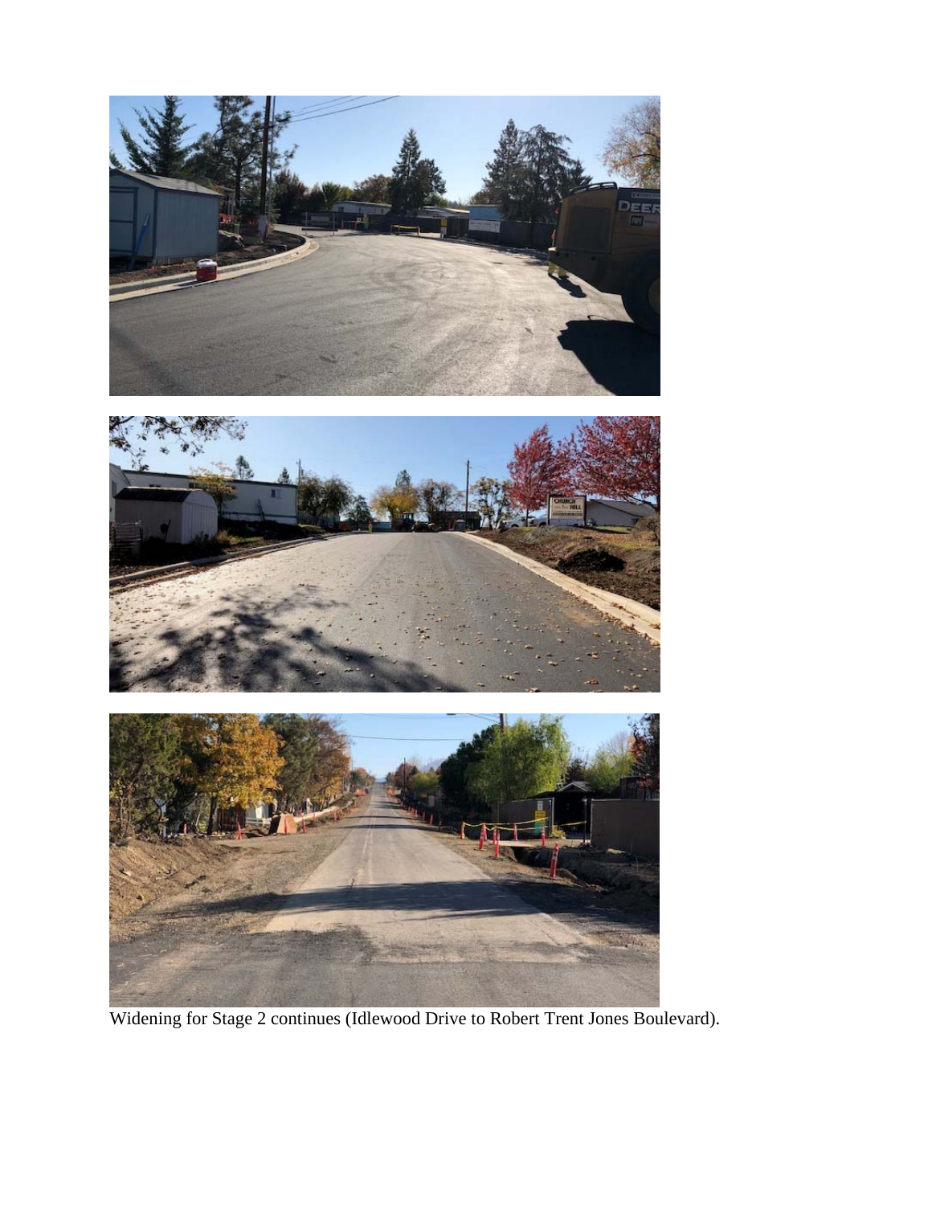Widening for Stage 2 continues (Idlewood Drive to Robert Trent Jones Boulevard).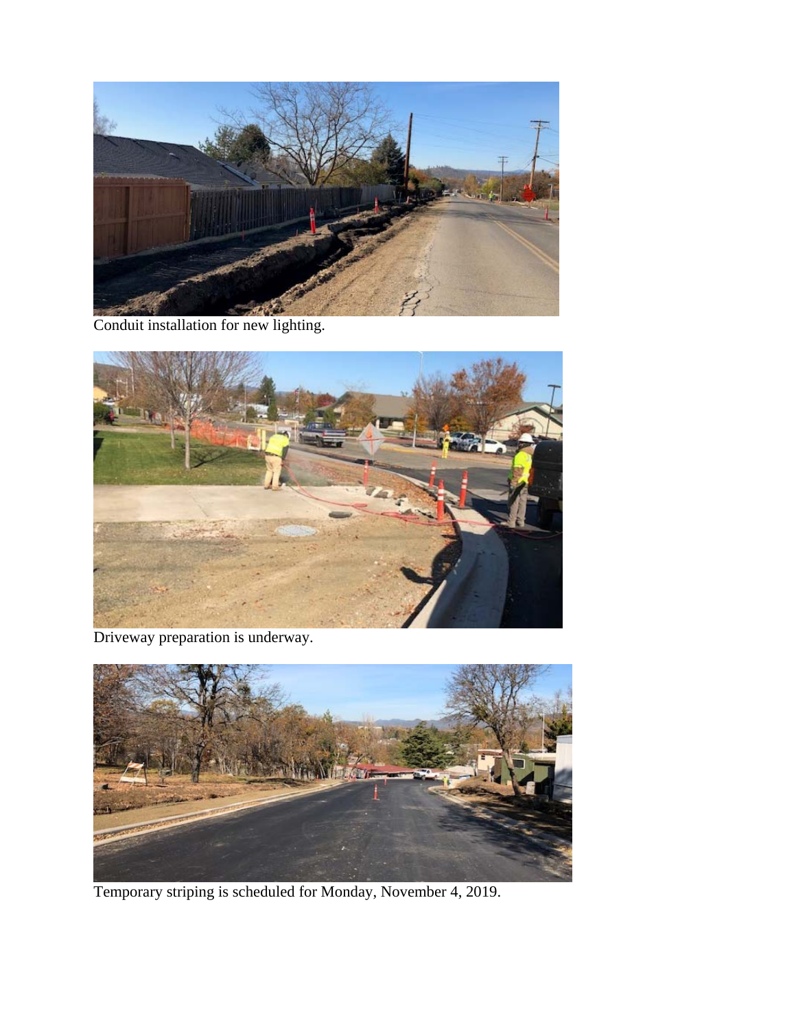Conduit installation for new lighting.

Driveway preparation is underway.

Temporary striping is scheduled for Monday, November 4, 2019.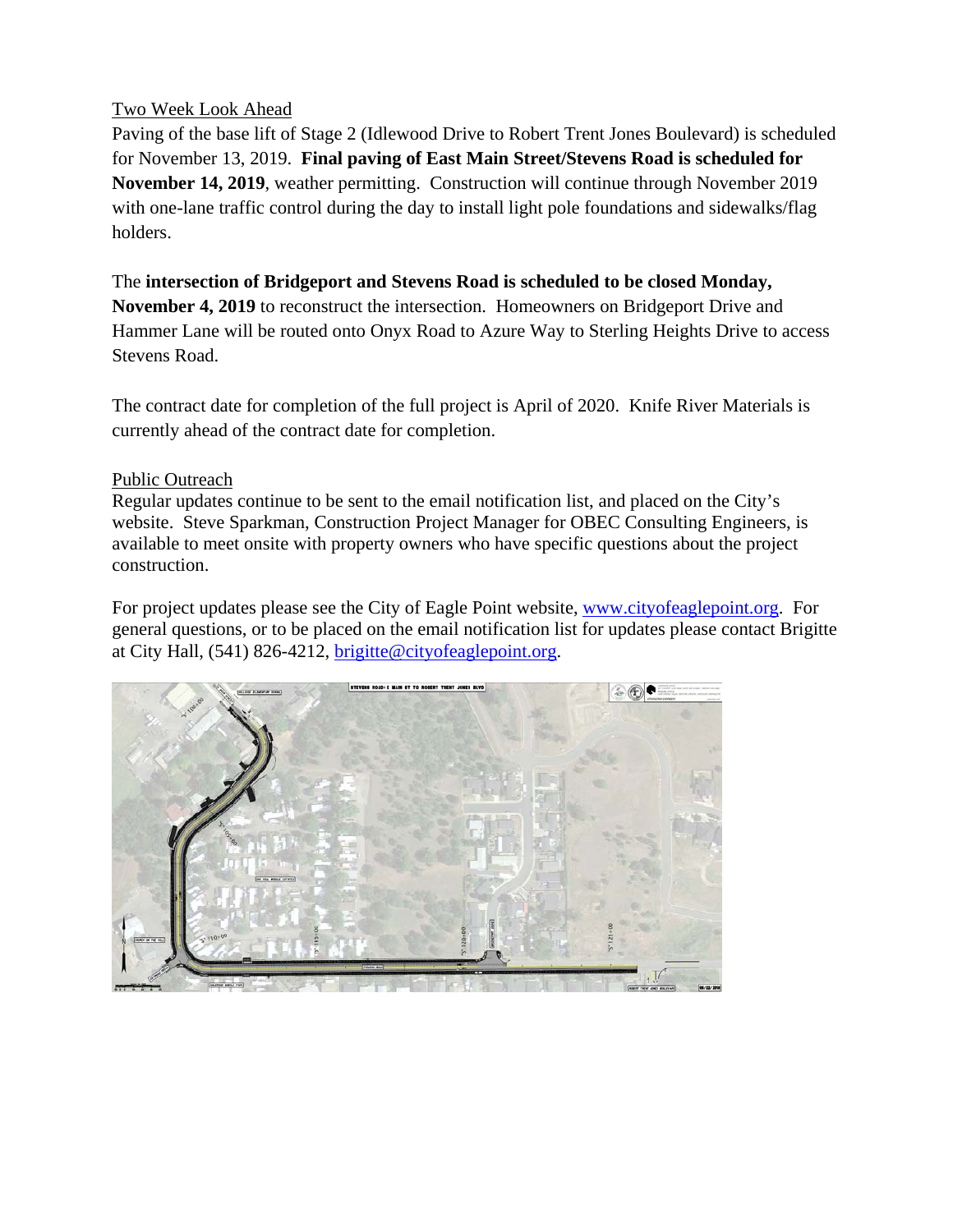Two Week Look Ahead

Paving of the base lift of Stage 2 (Idlewood Drive to Robert Trent Jones Boulevard) is scheduled for November 13, 2019. **Final paving of East Main Street/Stevens Road is scheduled for November 14, 2019**, weather permitting. Construction will continue through November 2019 with one-lane traffic control during the day to install light pole foundations and sidewalks/flag holders.

The **intersection of Bridgeport and Stevens Road is scheduled to be closed Monday, November 4, 2019** to reconstruct the intersection. Homeowners on Bridgeport Drive and Hammer Lane will be routed onto Onyx Road to Azure Way to Sterling Heights Drive to access Stevens Road.

The contract date for completion of the full project is April of 2020. Knife River Materials is currently ahead of the contract date for completion.

Public Outreach

Regular updates continue to be sent to the email notification list, and placed on the City's website. Steve Sparkman, Construction Project Manager for OBEC Consulting Engineers, is available to meet onsite with property owners who have specific questions about the project construction.

For project updates please see the City of Eagle Point website, [www.cityofeaglepoint.org](http://www.cityofeaglepoint.org). For general questions, or to be placed on the email notification list for updates please contact Brigitte at City Hall, (541) 826-4212, [brigitte@cityofeaglepoint.org](mailto:brigitte@cityofeaglepoint.org).